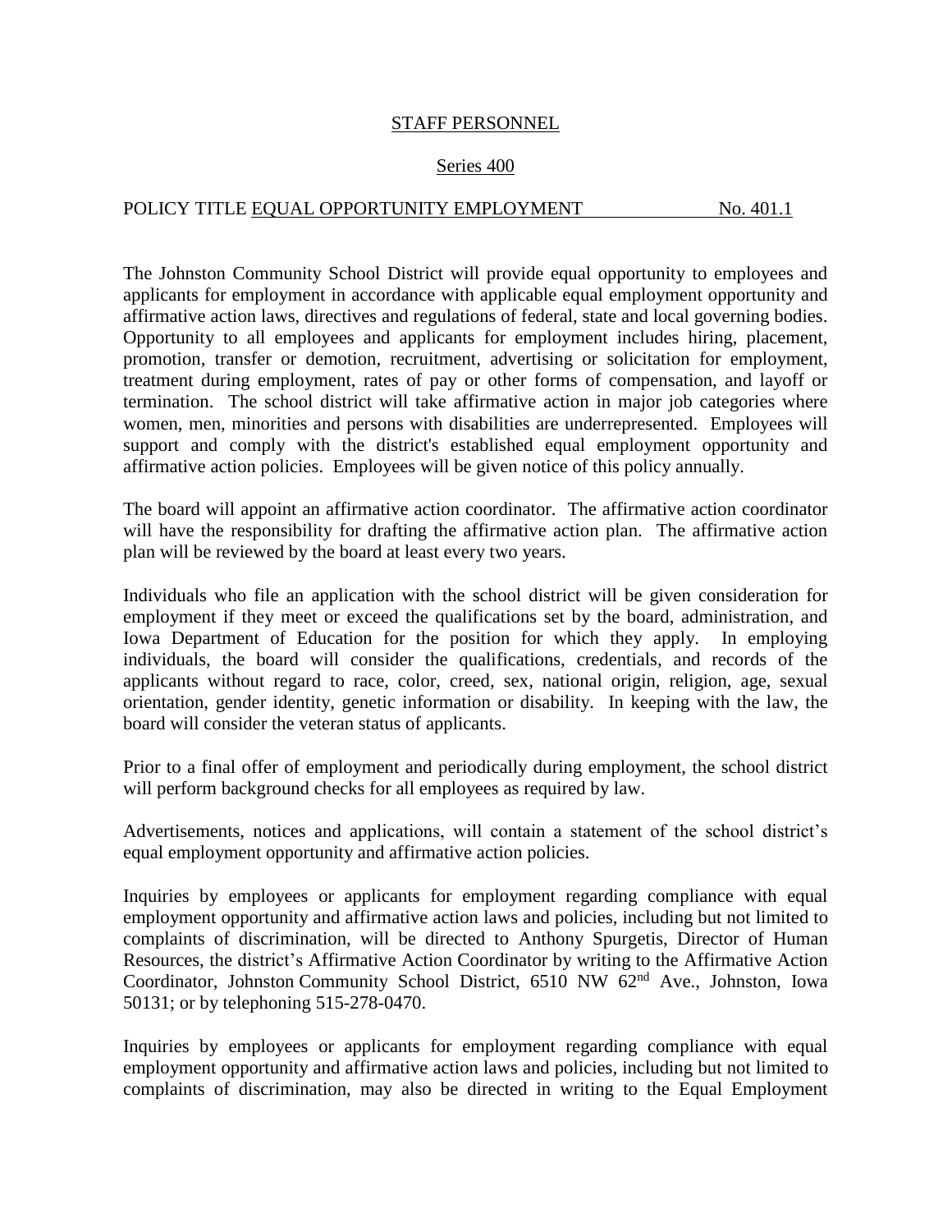STAFF PERSONNEL

Series 400

POLICY TITLE EQUAL OPPORTUNITY EMPLOYMENT No. 401.1

The Johnston Community School District will provide equal opportunity to employees and applicants for employment in accordance with applicable equal employment opportunity and affirmative action laws, directives and regulations of federal, state and local governing bodies. Opportunity to all employees and applicants for employment includes hiring, placement, promotion, transfer or demotion, recruitment, advertising or solicitation for employment, treatment during employment, rates of pay or other forms of compensation, and layoff or termination. The school district will take affirmative action in major job categories where women, men, minorities and persons with disabilities are underrepresented. Employees will support and comply with the district's established equal employment opportunity and affirmative action policies. Employees will be given notice of this policy annually.

The board will appoint an affirmative action coordinator. The affirmative action coordinator will have the responsibility for drafting the affirmative action plan. The affirmative action plan will be reviewed by the board at least every two years.

Individuals who file an application with the school district will be given consideration for employment if they meet or exceed the qualifications set by the board, administration, and Iowa Department of Education for the position for which they apply. In employing individuals, the board will consider the qualifications, credentials, and records of the applicants without regard to race, color, creed, sex, national origin, religion, age, sexual orientation, gender identity, genetic information or disability. In keeping with the law, the board will consider the veteran status of applicants.

Prior to a final offer of employment and periodically during employment, the school district will perform background checks for all employees as required by law.

Advertisements, notices and applications, will contain a statement of the school district's equal employment opportunity and affirmative action policies.

Inquiries by employees or applicants for employment regarding compliance with equal employment opportunity and affirmative action laws and policies, including but not limited to complaints of discrimination, will be directed to Anthony Spurgetis, Director of Human Resources, the district's Affirmative Action Coordinator by writing to the Affirmative Action Coordinator, Johnston Community School District, 6510 NW 62nd Ave., Johnston, Iowa 50131; or by telephoning 515-278-0470.

Inquiries by employees or applicants for employment regarding compliance with equal employment opportunity and affirmative action laws and policies, including but not limited to complaints of discrimination, may also be directed in writing to the Equal Employment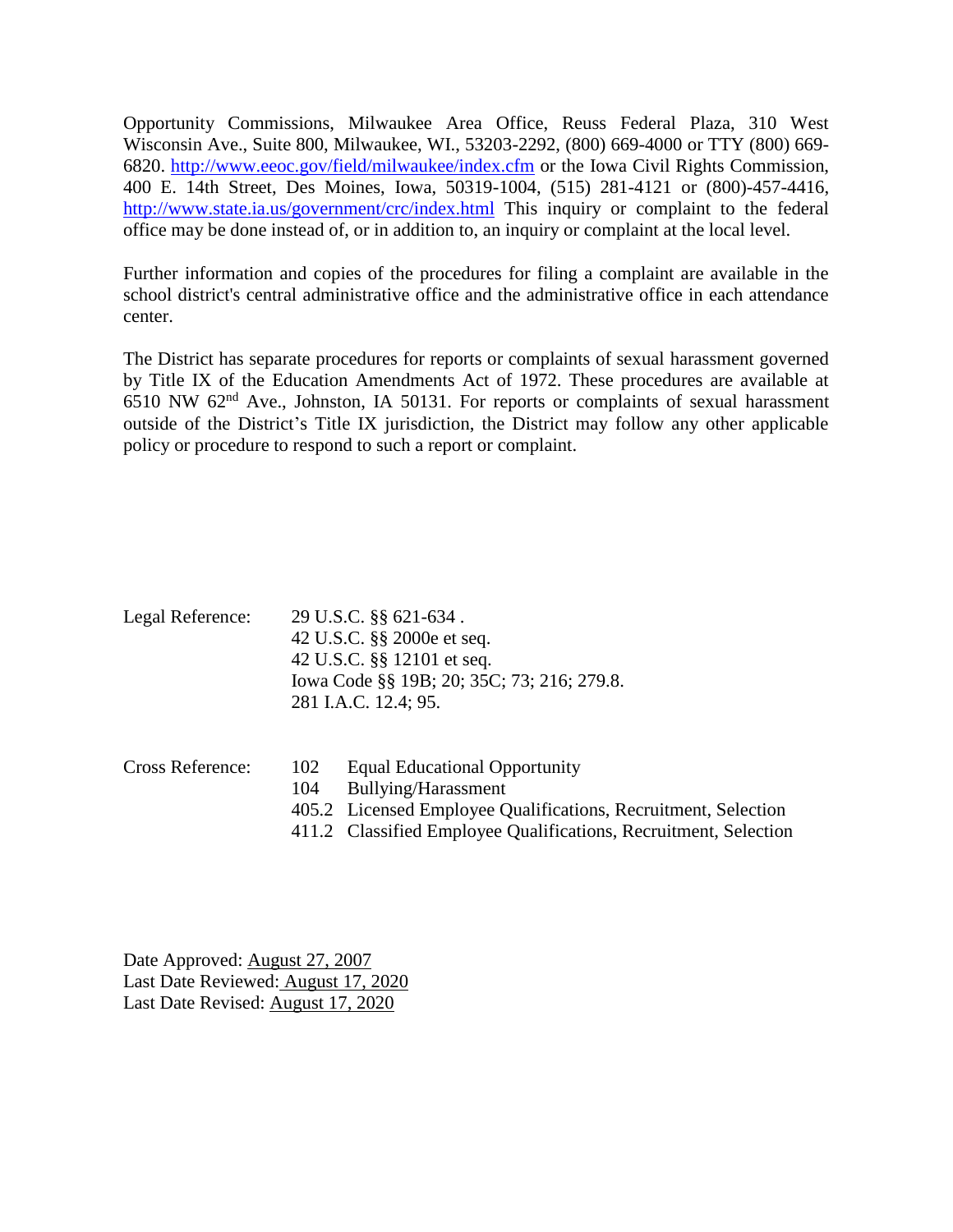Opportunity Commissions, Milwaukee Area Office, Reuss Federal Plaza, 310 West Wisconsin Ave., Suite 800, Milwaukee, WI., 53203-2292, (800) 669-4000 or TTY (800) 669-6820. http://www.eeoc.gov/field/milwaukee/index.cfm or the Iowa Civil Rights Commission, 400 E. 14th Street, Des Moines, Iowa, 50319-1004, (515) 281-4121 or (800)-457-4416, http://www.state.ia.us/government/crc/index.html This inquiry or complaint to the federal office may be done instead of, or in addition to, an inquiry or complaint at the local level.

Further information and copies of the procedures for filing a complaint are available in the school district's central administrative office and the administrative office in each attendance center.

The District has separate procedures for reports or complaints of sexual harassment governed by Title IX of the Education Amendments Act of 1972. These procedures are available at 6510 NW 62nd Ave., Johnston, IA 50131. For reports or complaints of sexual harassment outside of the District's Title IX jurisdiction, the District may follow any other applicable policy or procedure to respond to such a report or complaint.

Legal Reference: 29 U.S.C. §§ 621-634 .
42 U.S.C. §§ 2000e et seq.
42 U.S.C. §§ 12101 et seq.
Iowa Code §§ 19B; 20; 35C; 73; 216; 279.8.
281 I.A.C. 12.4; 95.

Cross Reference:
102 Equal Educational Opportunity
104 Bullying/Harassment
405.2 Licensed Employee Qualifications, Recruitment, Selection
411.2 Classified Employee Qualifications, Recruitment, Selection

Date Approved: August 27, 2007
Last Date Reviewed: August 17, 2020
Last Date Revised: August 17, 2020